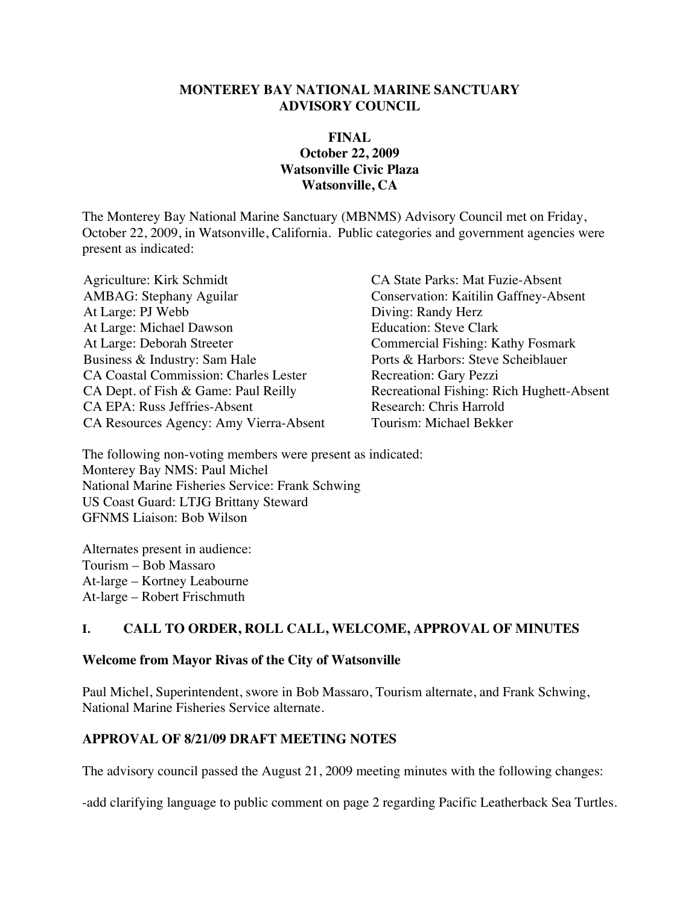**MONTEREY BAY NATIONAL MARINE SANCTUARY**
**ADVISORY COUNCIL**

**FINAL**
**October 22, 2009**
**Watsonville Civic Plaza**
**Watsonville, CA**

The Monterey Bay National Marine Sanctuary (MBNMS) Advisory Council met on Friday, October 22, 2009, in Watsonville, California. Public categories and government agencies were present as indicated:

Agriculture: Kirk Schmidt
AMBAG: Stephany Aguilar
At Large: PJ Webb
At Large: Michael Dawson
At Large: Deborah Streeter
Business & Industry: Sam Hale
CA Coastal Commission: Charles Lester
CA Dept. of Fish & Game: Paul Reilly
CA EPA: Russ Jeffries-Absent
CA Resources Agency: Amy Vierra-Absent
CA State Parks: Mat Fuzie-Absent
Conservation: Kaitilin Gaffney-Absent
Diving: Randy Herz
Education: Steve Clark
Commercial Fishing: Kathy Fosmark
Ports & Harbors: Steve Scheiblauer
Recreation: Gary Pezzi
Recreational Fishing: Rich Hughett-Absent
Research: Chris Harrold
Tourism: Michael Bekker

The following non-voting members were present as indicated:
Monterey Bay NMS: Paul Michel
National Marine Fisheries Service: Frank Schwing
US Coast Guard: LTJG Brittany Steward
GFNMS Liaison: Bob Wilson

Alternates present in audience:
Tourism – Bob Massaro
At-large – Kortney Leabourne
At-large – Robert Frischmuth

## I. CALL TO ORDER, ROLL CALL, WELCOME, APPROVAL OF MINUTES

**Welcome from Mayor Rivas of the City of Watsonville**

Paul Michel, Superintendent, swore in Bob Massaro, Tourism alternate, and Frank Schwing, National Marine Fisheries Service alternate.

**APPROVAL OF 8/21/09 DRAFT MEETING NOTES**

The advisory council passed the August 21, 2009 meeting minutes with the following changes:

-add clarifying language to public comment on page 2 regarding Pacific Leatherback Sea Turtles.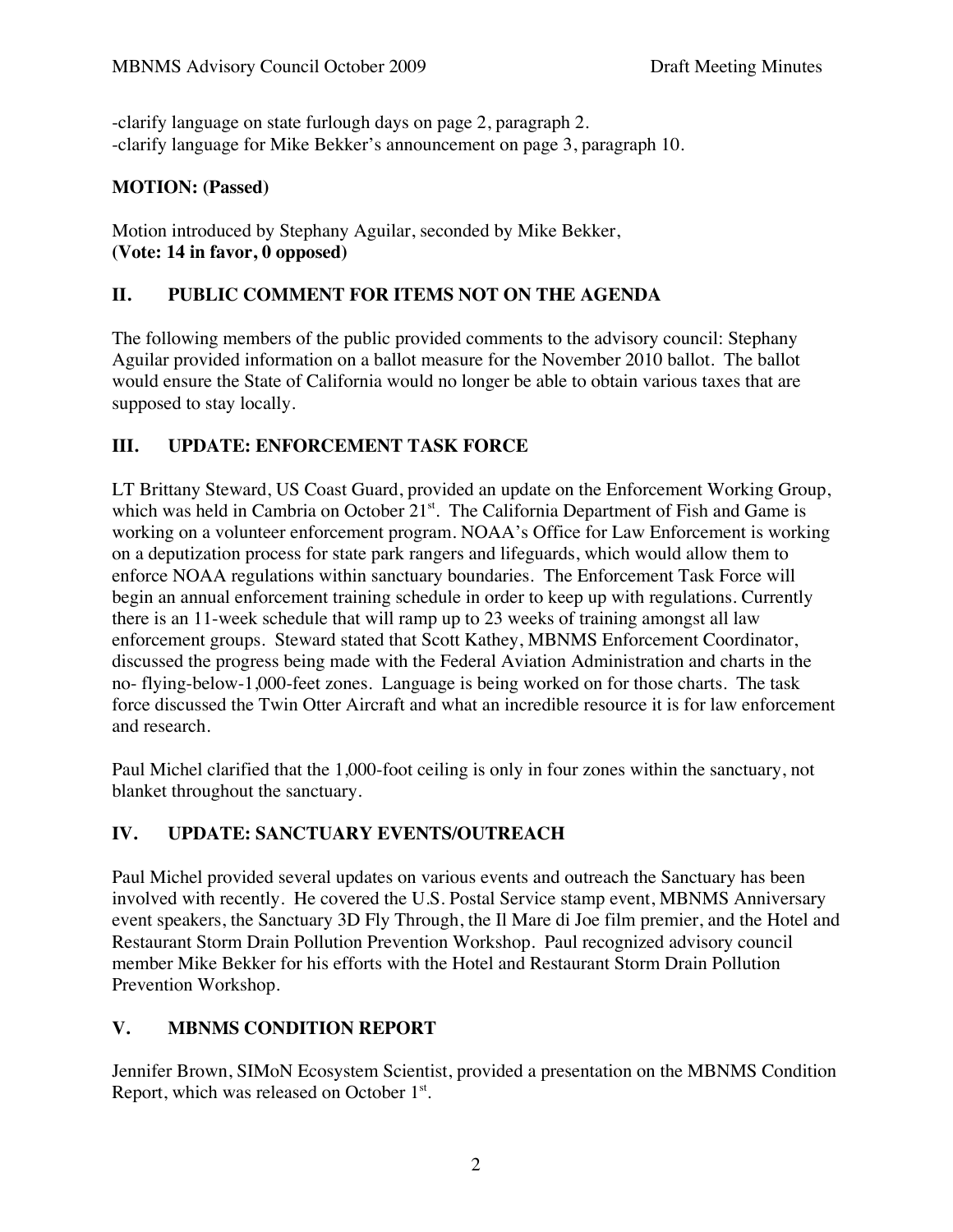-clarify language on state furlough days on page 2, paragraph 2.
-clarify language for Mike Bekker's announcement on page 3, paragraph 10.

**MOTION: (Passed)**

Motion introduced by Stephany Aguilar, seconded by Mike Bekker,
**(Vote: 14 in favor, 0 opposed)**

## II. PUBLIC COMMENT FOR ITEMS NOT ON THE AGENDA

The following members of the public provided comments to the advisory council: Stephany Aguilar provided information on a ballot measure for the November 2010 ballot. The ballot would ensure the State of California would no longer be able to obtain various taxes that are supposed to stay locally.

## III. UPDATE: ENFORCEMENT TASK FORCE

LT Brittany Steward, US Coast Guard, provided an update on the Enforcement Working Group, which was held in Cambria on October 21st. The California Department of Fish and Game is working on a volunteer enforcement program. NOAA's Office for Law Enforcement is working on a deputization process for state park rangers and lifeguards, which would allow them to enforce NOAA regulations within sanctuary boundaries. The Enforcement Task Force will begin an annual enforcement training schedule in order to keep up with regulations. Currently there is an 11-week schedule that will ramp up to 23 weeks of training amongst all law enforcement groups. Steward stated that Scott Kathey, MBNMS Enforcement Coordinator, discussed the progress being made with the Federal Aviation Administration and charts in the no- flying-below-1,000-feet zones. Language is being worked on for those charts. The task force discussed the Twin Otter Aircraft and what an incredible resource it is for law enforcement and research.

Paul Michel clarified that the 1,000-foot ceiling is only in four zones within the sanctuary, not blanket throughout the sanctuary.

## IV. UPDATE: SANCTUARY EVENTS/OUTREACH

Paul Michel provided several updates on various events and outreach the Sanctuary has been involved with recently. He covered the U.S. Postal Service stamp event, MBNMS Anniversary event speakers, the Sanctuary 3D Fly Through, the Il Mare di Joe film premier, and the Hotel and Restaurant Storm Drain Pollution Prevention Workshop. Paul recognized advisory council member Mike Bekker for his efforts with the Hotel and Restaurant Storm Drain Pollution Prevention Workshop.

## V. MBNMS CONDITION REPORT

Jennifer Brown, SIMoN Ecosystem Scientist, provided a presentation on the MBNMS Condition Report, which was released on October 1st.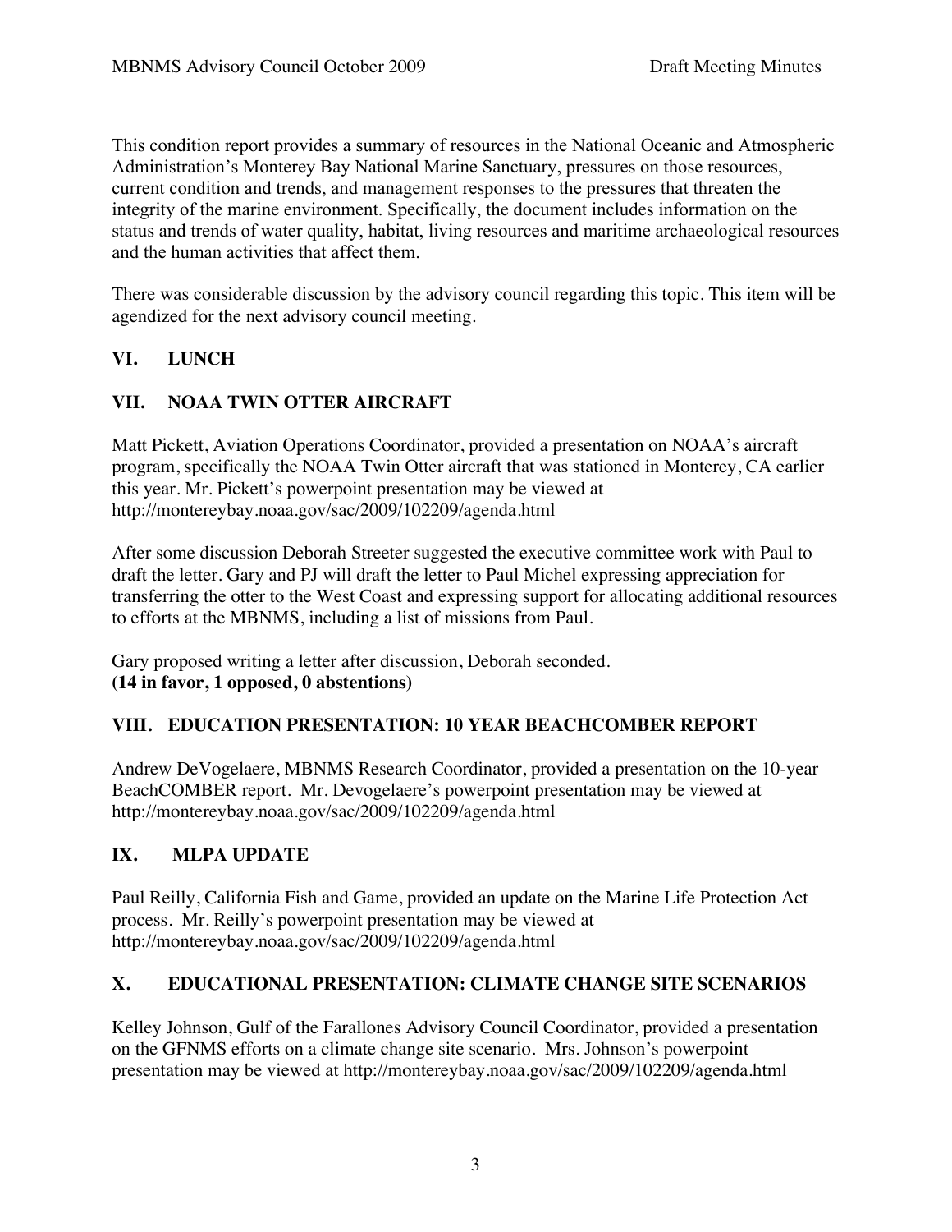This condition report provides a summary of resources in the National Oceanic and Atmospheric Administration's Monterey Bay National Marine Sanctuary, pressures on those resources, current condition and trends, and management responses to the pressures that threaten the integrity of the marine environment. Specifically, the document includes information on the status and trends of water quality, habitat, living resources and maritime archaeological resources and the human activities that affect them.

There was considerable discussion by the advisory council regarding this topic. This item will be agendized for the next advisory council meeting.

## VI. LUNCH

## VII. NOAA TWIN OTTER AIRCRAFT

Matt Pickett, Aviation Operations Coordinator, provided a presentation on NOAA's aircraft program, specifically the NOAA Twin Otter aircraft that was stationed in Monterey, CA earlier this year. Mr. Pickett's powerpoint presentation may be viewed at http://montereybay.noaa.gov/sac/2009/102209/agenda.html

After some discussion Deborah Streeter suggested the executive committee work with Paul to draft the letter. Gary and PJ will draft the letter to Paul Michel expressing appreciation for transferring the otter to the West Coast and expressing support for allocating additional resources to efforts at the MBNMS, including a list of missions from Paul.

Gary proposed writing a letter after discussion, Deborah seconded.
**(14 in favor, 1 opposed, 0 abstentions)**

## VIII. EDUCATION PRESENTATION: 10 YEAR BEACHCOMBER REPORT

Andrew DeVogelaere, MBNMS Research Coordinator, provided a presentation on the 10-year BeachCOMBER report. Mr. Devogelaere's powerpoint presentation may be viewed at http://montereybay.noaa.gov/sac/2009/102209/agenda.html

## IX. MLPA UPDATE

Paul Reilly, California Fish and Game, provided an update on the Marine Life Protection Act process. Mr. Reilly's powerpoint presentation may be viewed at http://montereybay.noaa.gov/sac/2009/102209/agenda.html

## X. EDUCATIONAL PRESENTATION: CLIMATE CHANGE SITE SCENARIOS

Kelley Johnson, Gulf of the Farallones Advisory Council Coordinator, provided a presentation on the GFNMS efforts on a climate change site scenario. Mrs. Johnson's powerpoint presentation may be viewed at http://montereybay.noaa.gov/sac/2009/102209/agenda.html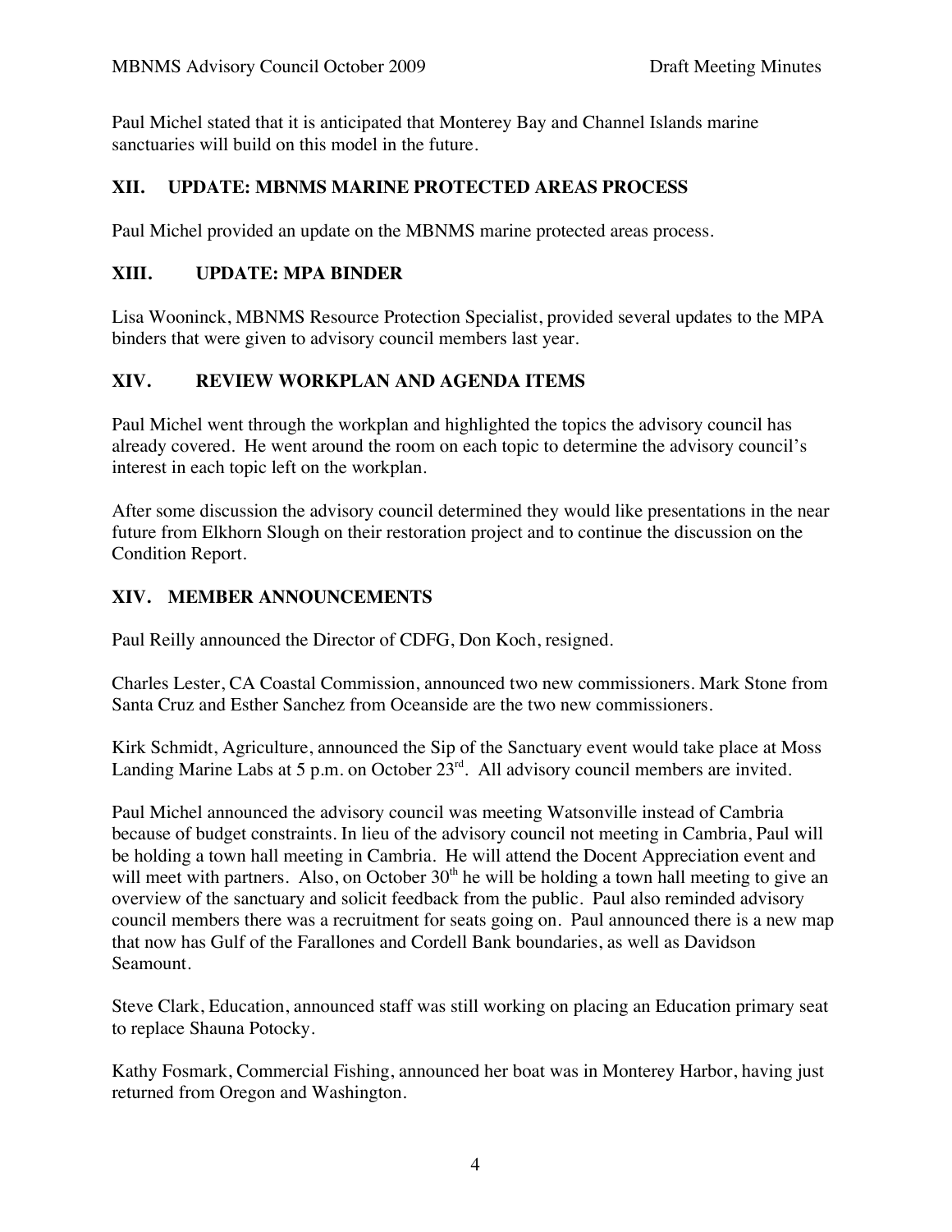Paul Michel stated that it is anticipated that Monterey Bay and Channel Islands marine sanctuaries will build on this model in the future.

## XII. UPDATE: MBNMS MARINE PROTECTED AREAS PROCESS

Paul Michel provided an update on the MBNMS marine protected areas process.

## XIII. UPDATE: MPA BINDER

Lisa Wooninck, MBNMS Resource Protection Specialist, provided several updates to the MPA binders that were given to advisory council members last year.

## XIV. REVIEW WORKPLAN AND AGENDA ITEMS

Paul Michel went through the workplan and highlighted the topics the advisory council has already covered. He went around the room on each topic to determine the advisory council's interest in each topic left on the workplan.

After some discussion the advisory council determined they would like presentations in the near future from Elkhorn Slough on their restoration project and to continue the discussion on the Condition Report.

## XIV. MEMBER ANNOUNCEMENTS

Paul Reilly announced the Director of CDFG, Don Koch, resigned.

Charles Lester, CA Coastal Commission, announced two new commissioners. Mark Stone from Santa Cruz and Esther Sanchez from Oceanside are the two new commissioners.

Kirk Schmidt, Agriculture, announced the Sip of the Sanctuary event would take place at Moss Landing Marine Labs at 5 p.m. on October 23rd. All advisory council members are invited.

Paul Michel announced the advisory council was meeting Watsonville instead of Cambria because of budget constraints. In lieu of the advisory council not meeting in Cambria, Paul will be holding a town hall meeting in Cambria. He will attend the Docent Appreciation event and will meet with partners. Also, on October 30th he will be holding a town hall meeting to give an overview of the sanctuary and solicit feedback from the public. Paul also reminded advisory council members there was a recruitment for seats going on. Paul announced there is a new map that now has Gulf of the Farallones and Cordell Bank boundaries, as well as Davidson Seamount.

Steve Clark, Education, announced staff was still working on placing an Education primary seat to replace Shauna Potocky.

Kathy Fosmark, Commercial Fishing, announced her boat was in Monterey Harbor, having just returned from Oregon and Washington.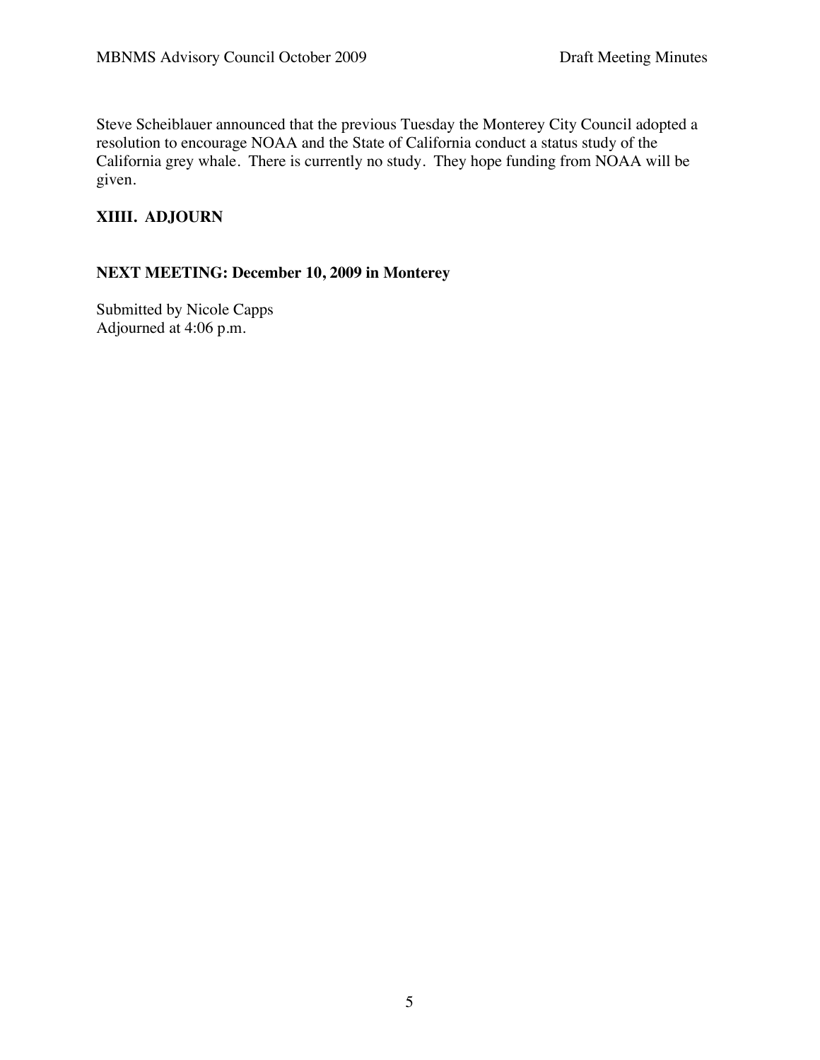Steve Scheiblauer announced that the previous Tuesday the Monterey City Council adopted a resolution to encourage NOAA and the State of California conduct a status study of the California grey whale. There is currently no study. They hope funding from NOAA will be given.

## XIIII. ADJOURN

**NEXT MEETING: December 10, 2009 in Monterey**

Submitted by Nicole Capps
Adjourned at 4:06 p.m.